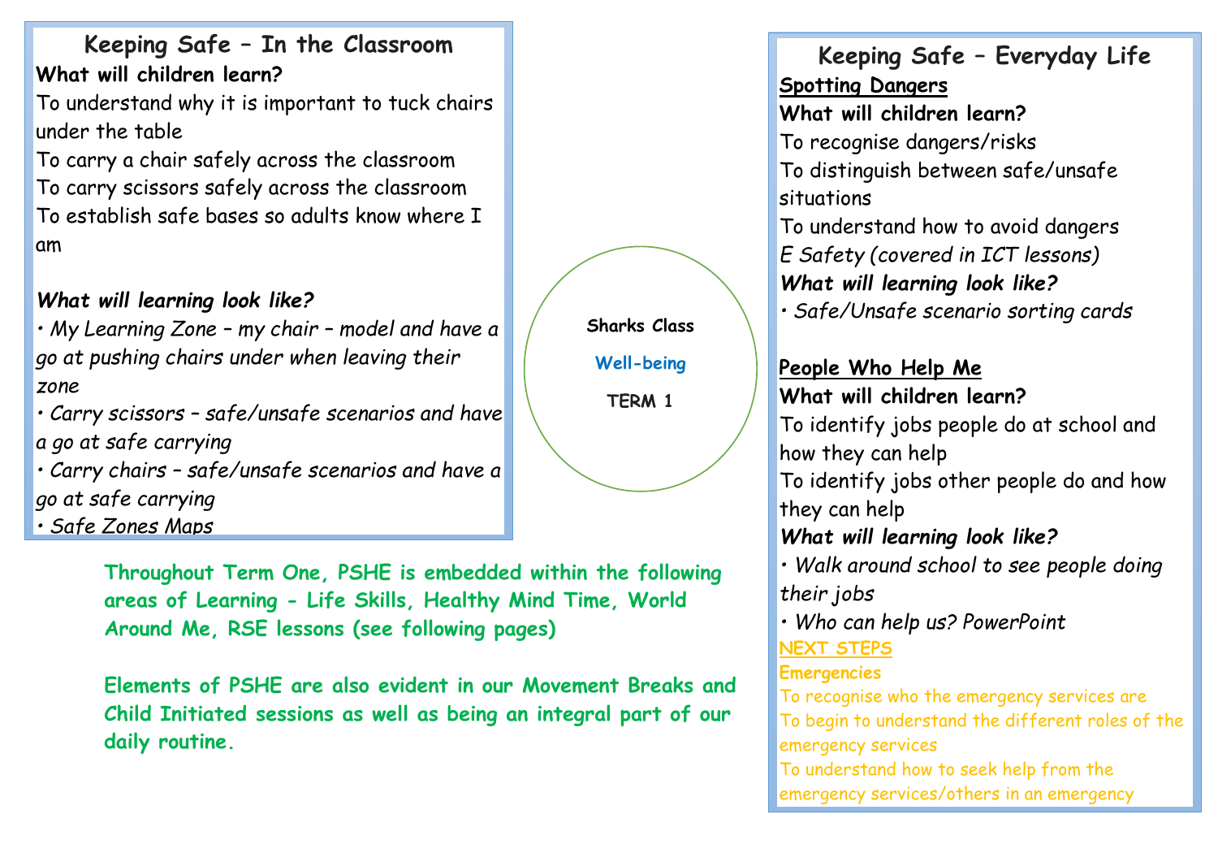## Keeping Safe – In the Classroom

**What will children learn?**

To understand why it is important to tuck chairs under the table

To carry a chair safely across the classroom

To carry scissors safely across the classroom

To establish safe bases so adults know where I am

***What will learning look like?***

- *My Learning Zone – my chair – model and have a go at pushing chairs under when leaving their zone*
- *Carry scissors – safe/unsafe scenarios and have a go at safe carrying*
- *Carry chairs – safe/unsafe scenarios and have a go at safe carrying*
- *Safe Zones Maps*

**Sharks Class**

**Well-being**

**TERM 1**

**Throughout Term One, PSHE is embedded within the following areas of Learning - Life Skills, Healthy Mind Time, World Around Me, RSE lessons (see following pages)**

**Elements of PSHE are also evident in our Movement Breaks and Child Initiated sessions as well as being an integral part of our daily routine.**

## Keeping Safe – Everyday Life

**Spotting Dangers**

**What will children learn?**

To recognise dangers/risks

To distinguish between safe/unsafe situations

To understand how to avoid dangers

*E Safety (covered in ICT lessons)*

***What will learning look like?***

- *Safe/Unsafe scenario sorting cards*

**People Who Help Me**

**What will children learn?**

To identify jobs people do at school and how they can help

To identify jobs other people do and how they can help

***What will learning look like?***

- *Walk around school to see people doing their jobs*
- *Who can help us? PowerPoint*

**NEXT STEPS**

**Emergencies**

To recognise who the emergency services are

To begin to understand the different roles of the emergency services

To understand how to seek help from the emergency services/others in an emergency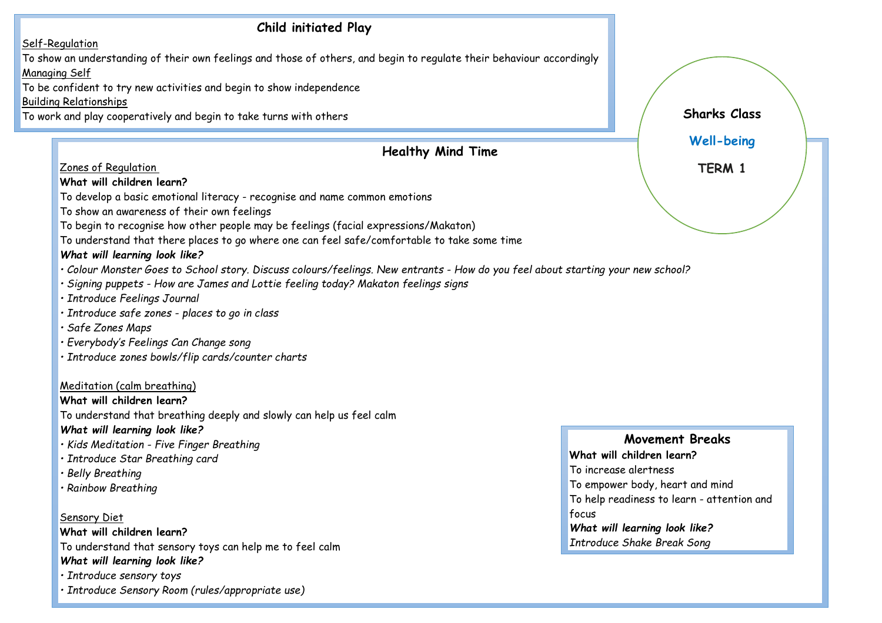# Sharks Class

**Well-being**

**TERM 1**

## Child initiated Play

Self-Regulation

To show an understanding of their own feelings and those of others, and begin to regulate their behaviour accordingly

Managing Self

To be confident to try new activities and begin to show independence

Building Relationships

To work and play cooperatively and begin to take turns with others

## Healthy Mind Time

Zones of Regulation

**What will children learn?**

To develop a basic emotional literacy - recognise and name common emotions

To show an awareness of their own feelings

To begin to recognise how other people may be feelings (facial expressions/Makaton)

To understand that there places to go where one can feel safe/comfortable to take some time

***What will learning look like?***

- *Colour Monster Goes to School story. Discuss colours/feelings. New entrants - How do you feel about starting your new school?*
- *Signing puppets - How are James and Lottie feeling today? Makaton feelings signs*
- *Introduce Feelings Journal*
- *Introduce safe zones - places to go in class*
- *Safe Zones Maps*
- *Everybody's Feelings Can Change song*
- *Introduce zones bowls/flip cards/counter charts*

Meditation (calm breathing)

**What will children learn?**

To understand that breathing deeply and slowly can help us feel calm

***What will learning look like?***

- *Kids Meditation - Five Finger Breathing*
- *Introduce Star Breathing card*
- *Belly Breathing*
- *Rainbow Breathing*

Sensory Diet

**What will children learn?**

To understand that sensory toys can help me to feel calm

***What will learning look like?***

- *Introduce sensory toys*
- *Introduce Sensory Room (rules/appropriate use)*

## Movement Breaks

**What will children learn?**

To increase alertness

To empower body, heart and mind

To help readiness to learn - attention and focus

***What will learning look like?***

*Introduce Shake Break Song*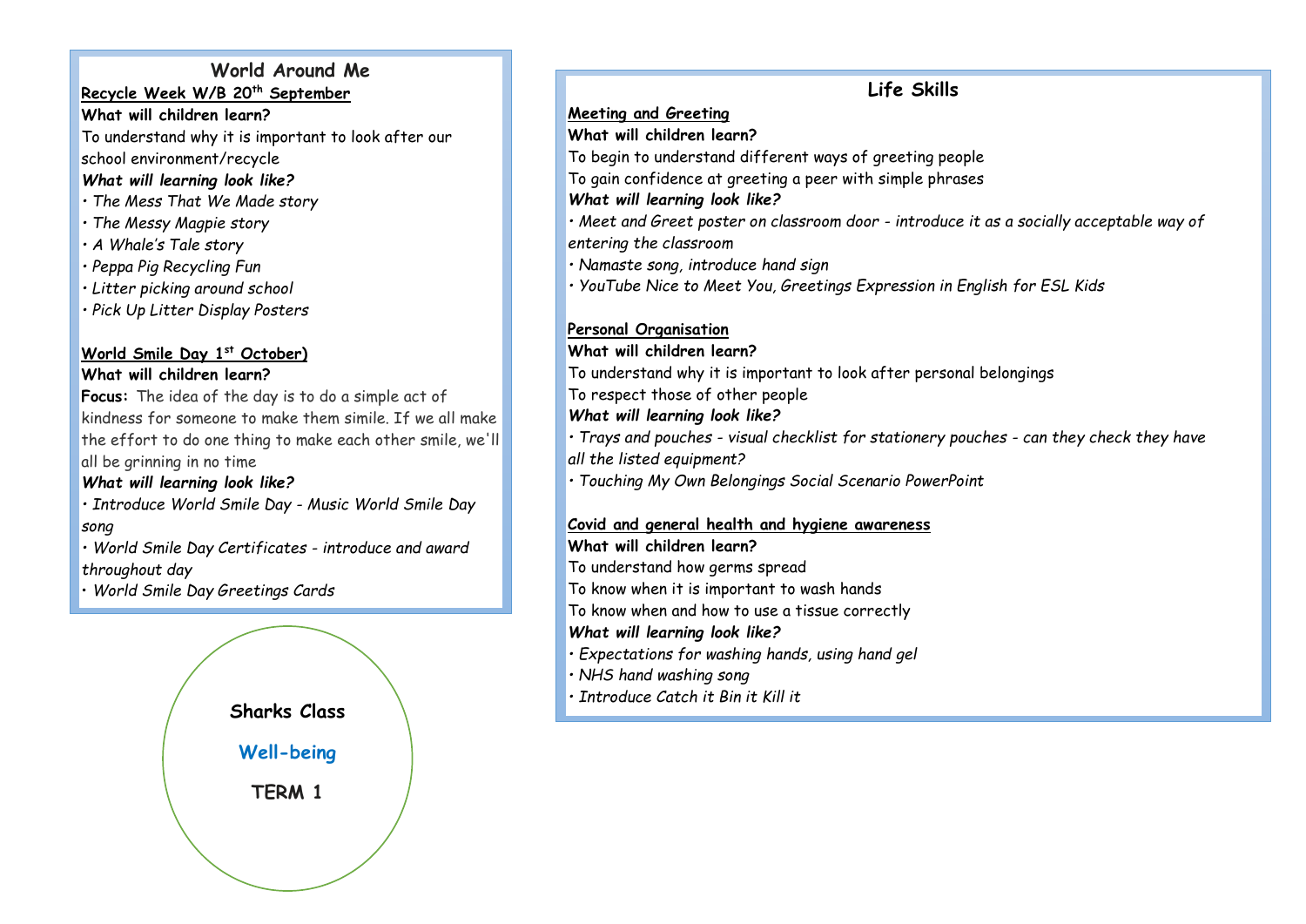## World Around Me

**Recycle Week W/B 20th September**

**What will children learn?**

To understand why it is important to look after our school environment/recycle

***What will learning look like?***

- *The Mess That We Made story*
- *The Messy Magpie story*
- *A Whale's Tale story*
- *Peppa Pig Recycling Fun*
- *Litter picking around school*
- *Pick Up Litter Display Posters*

**World Smile Day 1st October)**

**What will children learn?**

**Focus:** The idea of the day is to do a simple act of kindness for someone to make them simile. If we all make the effort to do one thing to make each other smile, we'll all be grinning in no time

***What will learning look like?***

- *Introduce World Smile Day - Music World Smile Day song*
- *World Smile Day Certificates - introduce and award throughout day*
- *World Smile Day Greetings Cards*

**Sharks Class**

**Well-being**

**TERM 1**

## Life Skills

**Meeting and Greeting**

**What will children learn?**

To begin to understand different ways of greeting people

To gain confidence at greeting a peer with simple phrases

***What will learning look like?***

- *Meet and Greet poster on classroom door - introduce it as a socially acceptable way of entering the classroom*
- *Namaste song, introduce hand sign*
- *YouTube Nice to Meet You, Greetings Expression in English for ESL Kids*

**Personal Organisation**

**What will children learn?**

To understand why it is important to look after personal belongings

To respect those of other people

***What will learning look like?***

- *Trays and pouches - visual checklist for stationery pouches - can they check they have all the listed equipment?*
- *Touching My Own Belongings Social Scenario PowerPoint*

**Covid and general health and hygiene awareness**

**What will children learn?**

To understand how germs spread

To know when it is important to wash hands

To know when and how to use a tissue correctly

***What will learning look like?***

- *Expectations for washing hands, using hand gel*
- *NHS hand washing song*
- *Introduce Catch it Bin it Kill it*